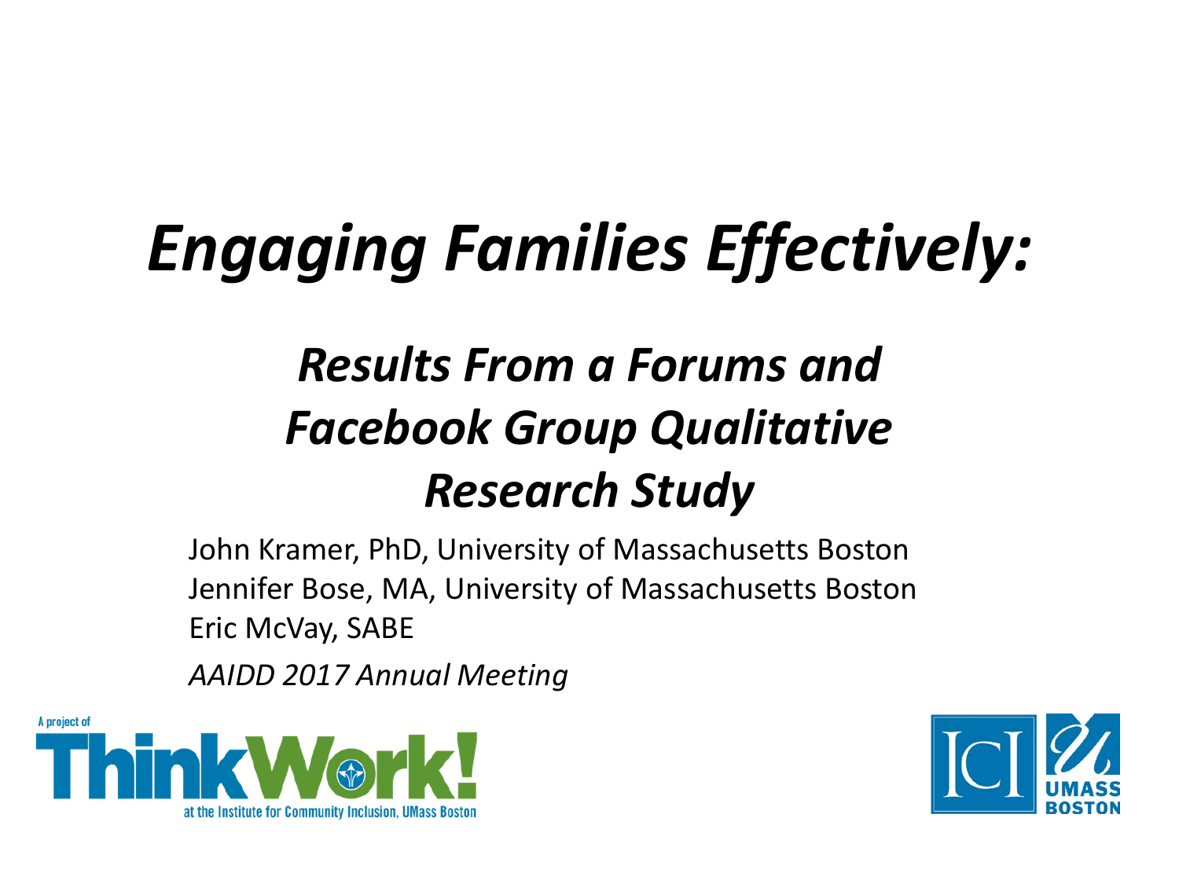# *Engaging Families Effectively:*

## *Results From a Forums and Facebook Group Qualitative Research Study*

John Kramer, PhD, University of Massachusetts Boston
Jennifer Bose, MA, University of Massachusetts Boston
Eric McVay, SABE

*AAIDD 2017 Annual Meeting*

A project of ThinkWork! at the Institute for Community Inclusion, UMass Boston

ICI UMASS BOSTON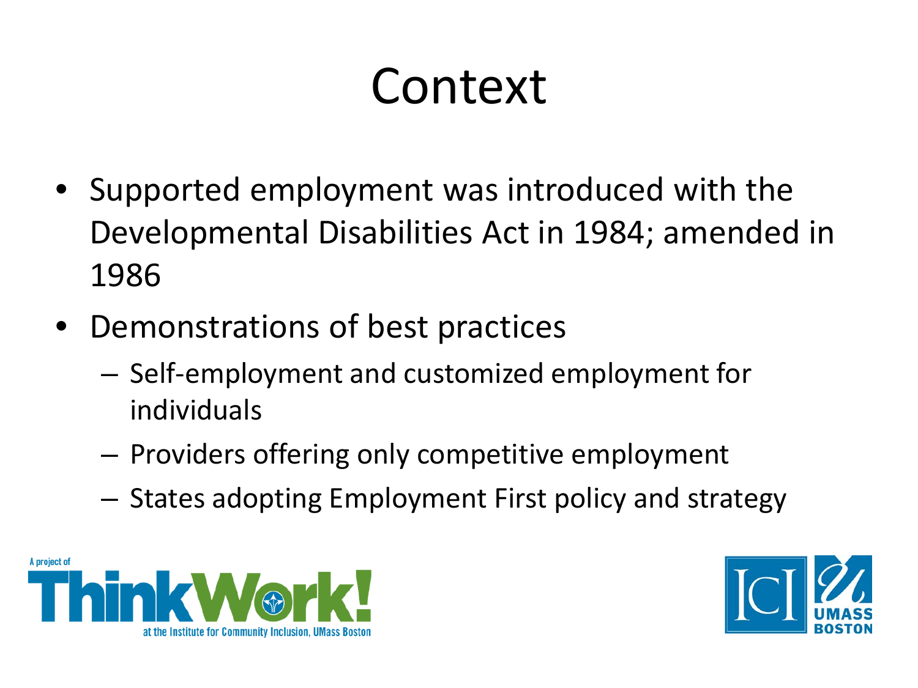# Context

- Supported employment was introduced with the Developmental Disabilities Act in 1984; amended in 1986
- Demonstrations of best practices
  - Self-employment and customized employment for individuals
  - Providers offering only competitive employment
  - States adopting Employment First policy and strategy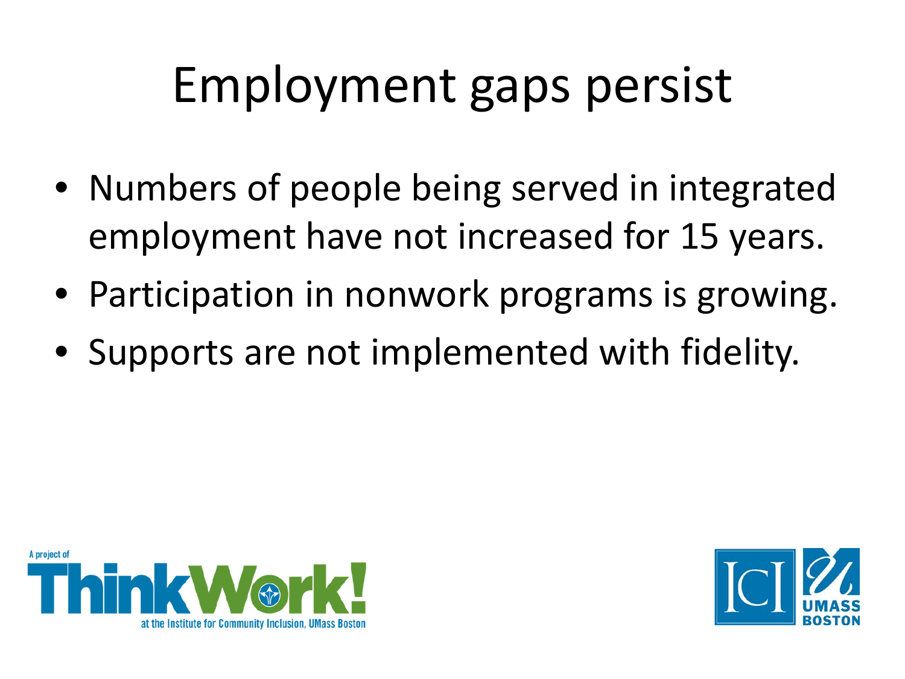# Employment gaps persist

- Numbers of people being served in integrated employment have not increased for 15 years.
- Participation in nonwork programs is growing.
- Supports are not implemented with fidelity.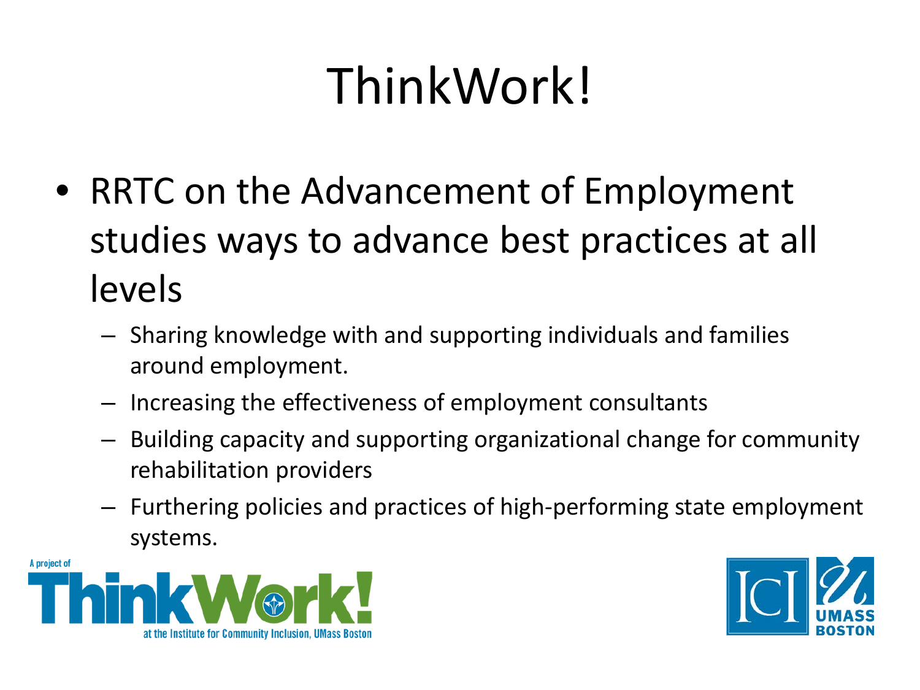# ThinkWork!

- RRTC on the Advancement of Employment studies ways to advance best practices at all levels
  - Sharing knowledge with and supporting individuals and families around employment.
  - Increasing the effectiveness of employment consultants
  - Building capacity and supporting organizational change for community rehabilitation providers
  - Furthering policies and practices of high-performing state employment systems.

A project of ThinkWork! at the Institute for Community Inclusion, UMass Boston

ICI UMASS BOSTON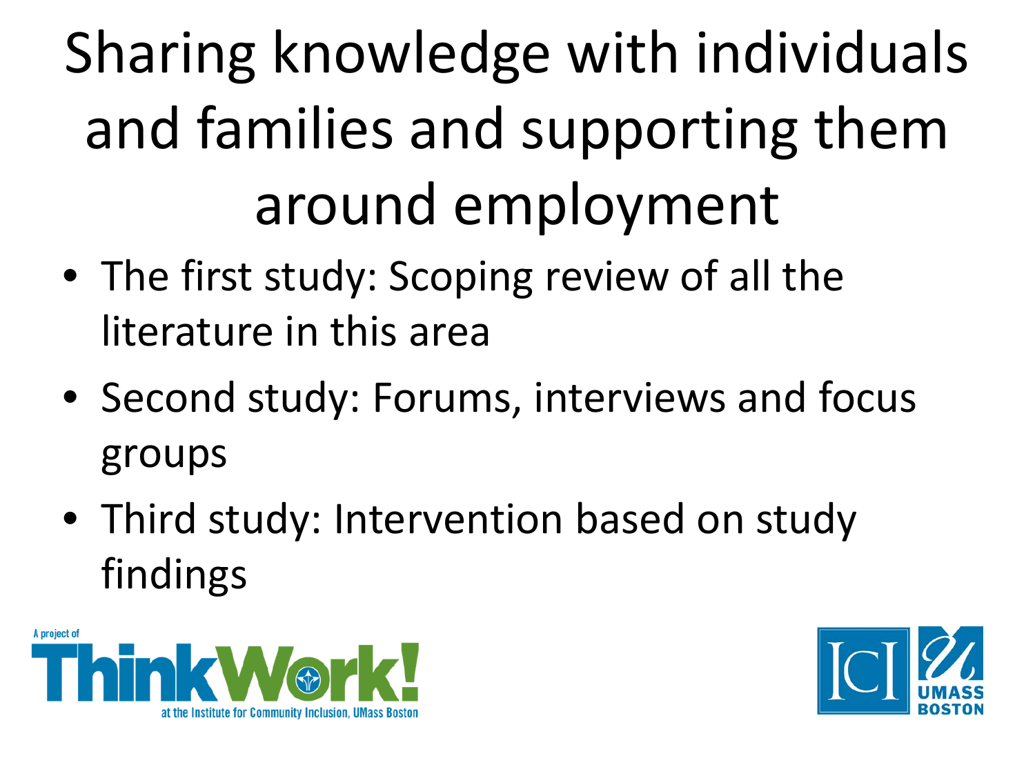# Sharing knowledge with individuals and families and supporting them around employment

- The first study: Scoping review of all the literature in this area
- Second study: Forums, interviews and focus groups
- Third study: Intervention based on study findings

A project of ThinkWork! at the Institute for Community Inclusion, UMass Boston

ICI UMASS BOSTON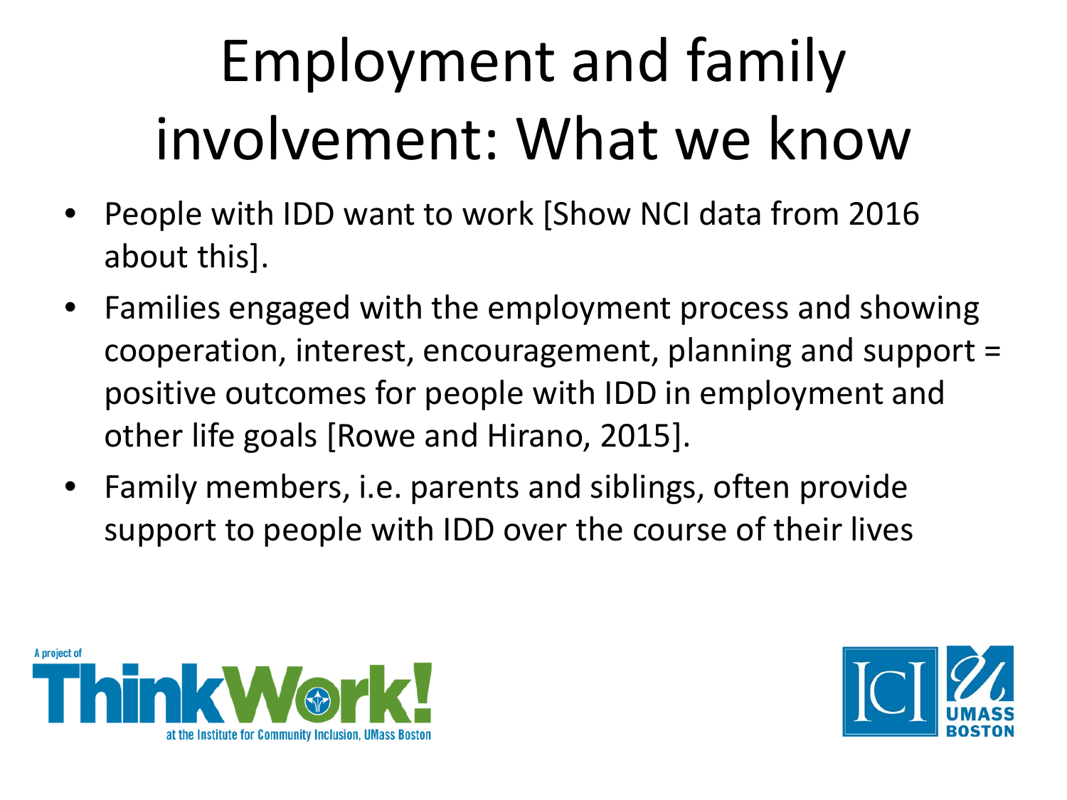# Employment and family involvement: What we know

- People with IDD want to work [Show NCI data from 2016 about this].
- Families engaged with the employment process and showing cooperation, interest, encouragement, planning and support = positive outcomes for people with IDD in employment and other life goals [Rowe and Hirano, 2015].
- Family members, i.e. parents and siblings, often provide support to people with IDD over the course of their lives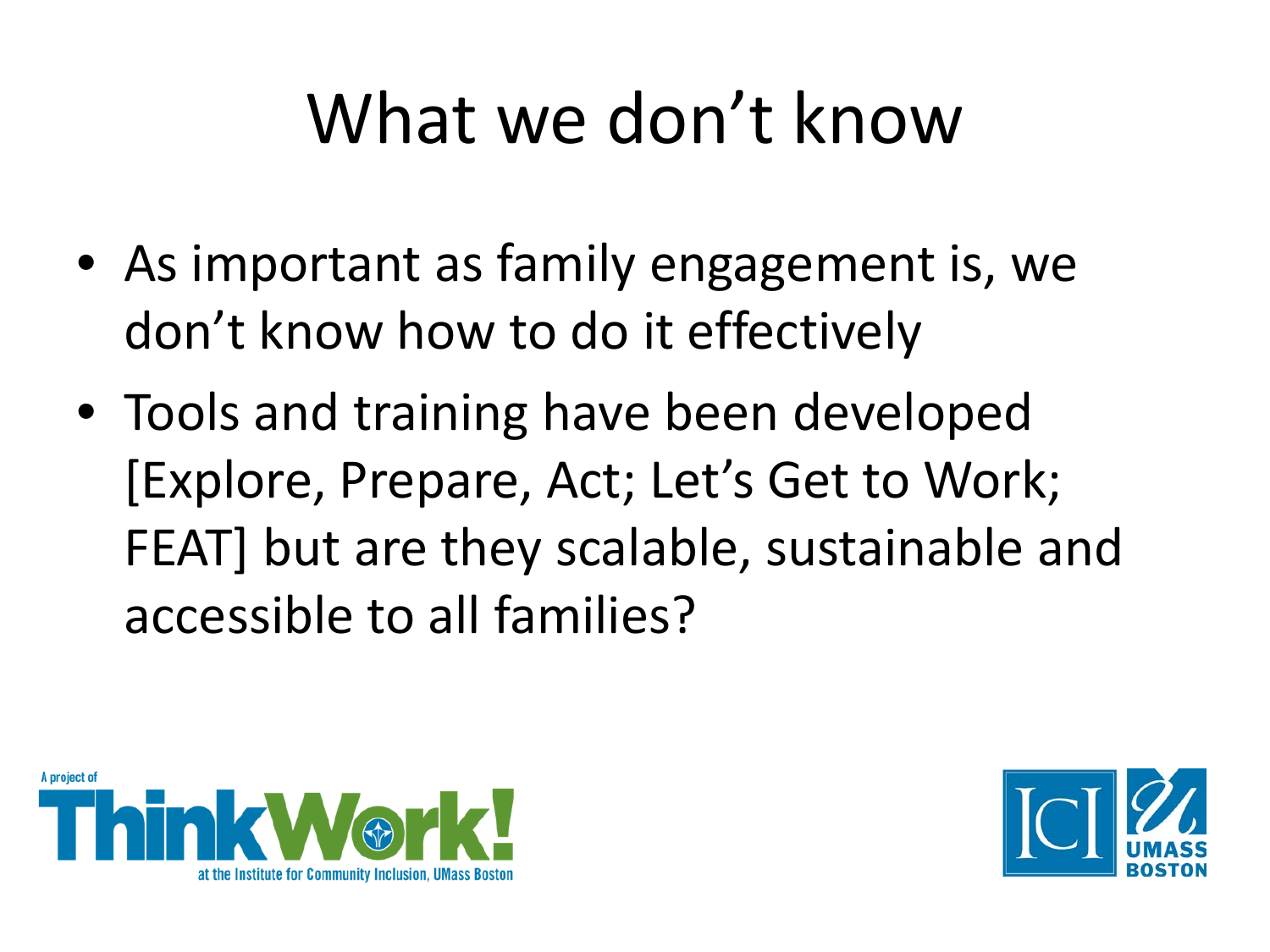# What we don't know

- As important as family engagement is, we don't know how to do it effectively
- Tools and training have been developed [Explore, Prepare, Act; Let's Get to Work; FEAT] but are they scalable, sustainable and accessible to all families?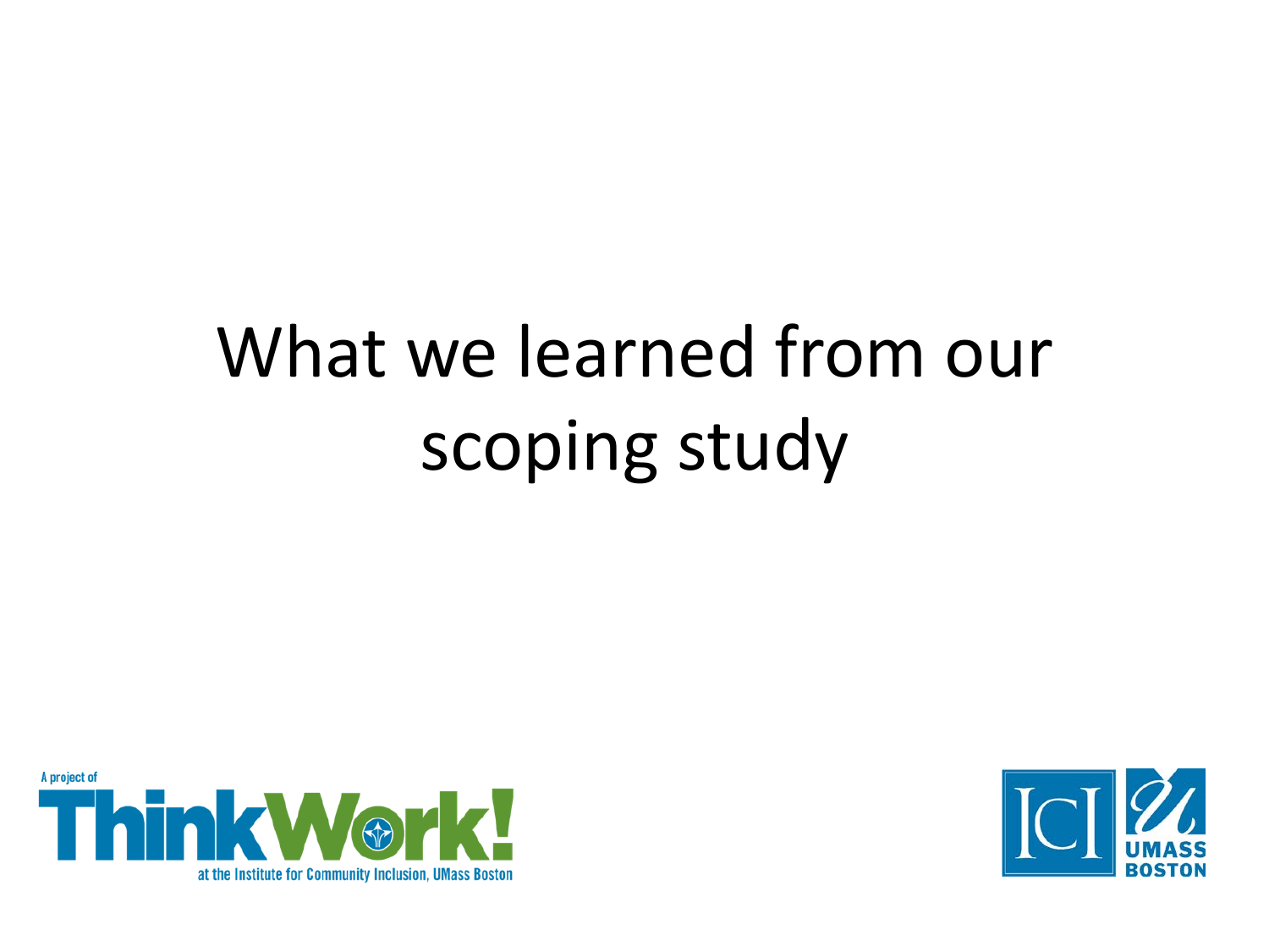# What we learned from our scoping study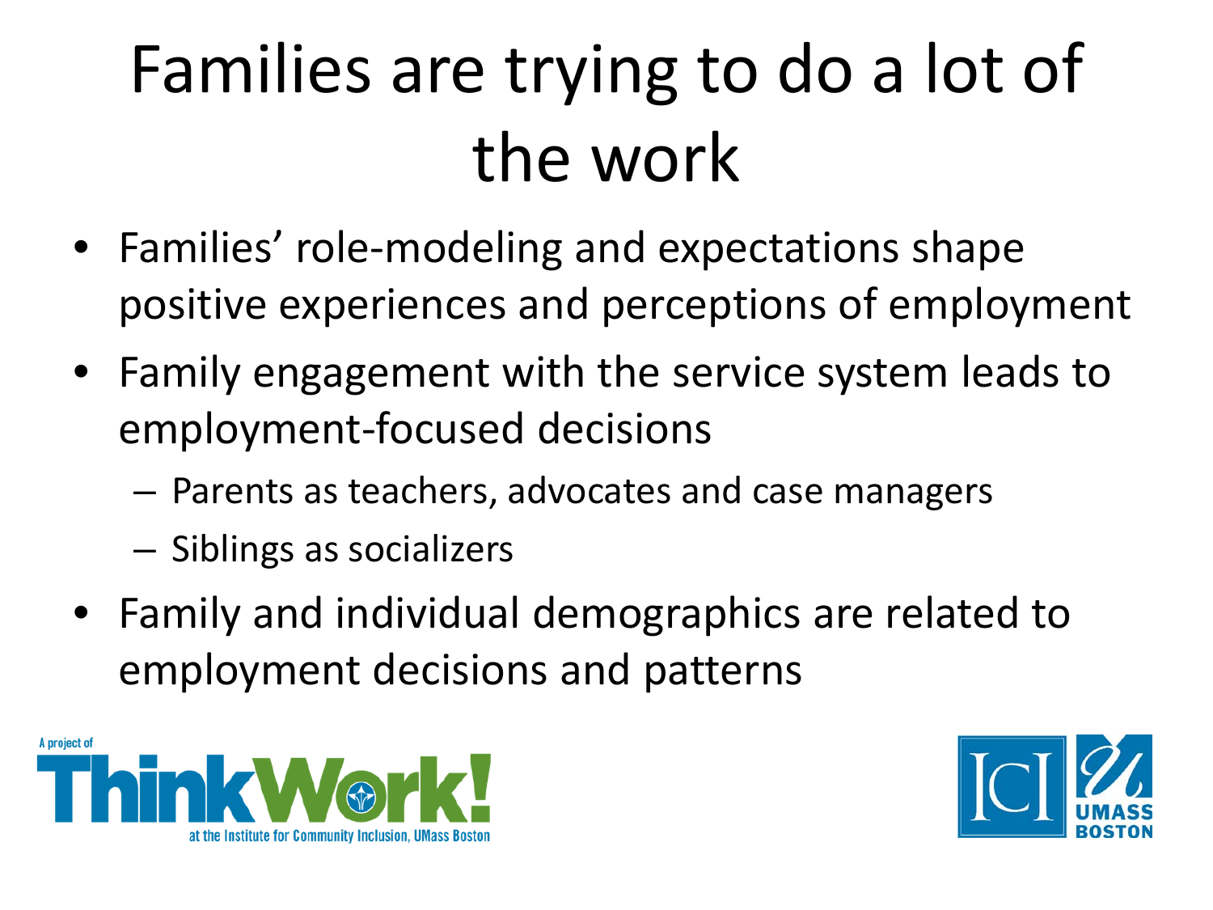# Families are trying to do a lot of the work

- Families' role-modeling and expectations shape positive experiences and perceptions of employment
- Family engagement with the service system leads to employment-focused decisions
  - Parents as teachers, advocates and case managers
  - Siblings as socializers
- Family and individual demographics are related to employment decisions and patterns

A project of ThinkWork! at the Institute for Community Inclusion, UMass Boston

ICI UMASS BOSTON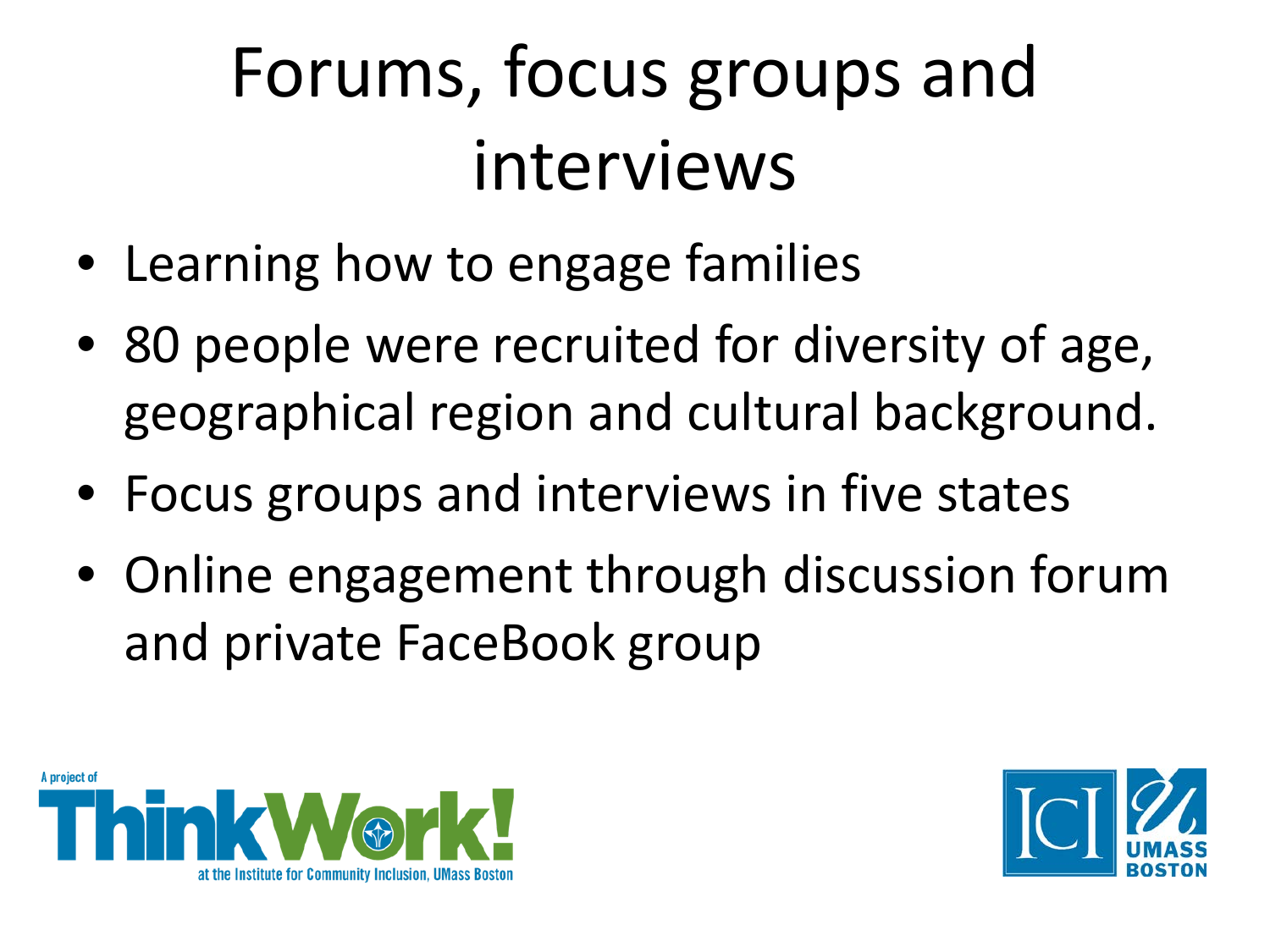# Forums, focus groups and interviews

- Learning how to engage families
- 80 people were recruited for diversity of age, geographical region and cultural background.
- Focus groups and interviews in five states
- Online engagement through discussion forum and private FaceBook group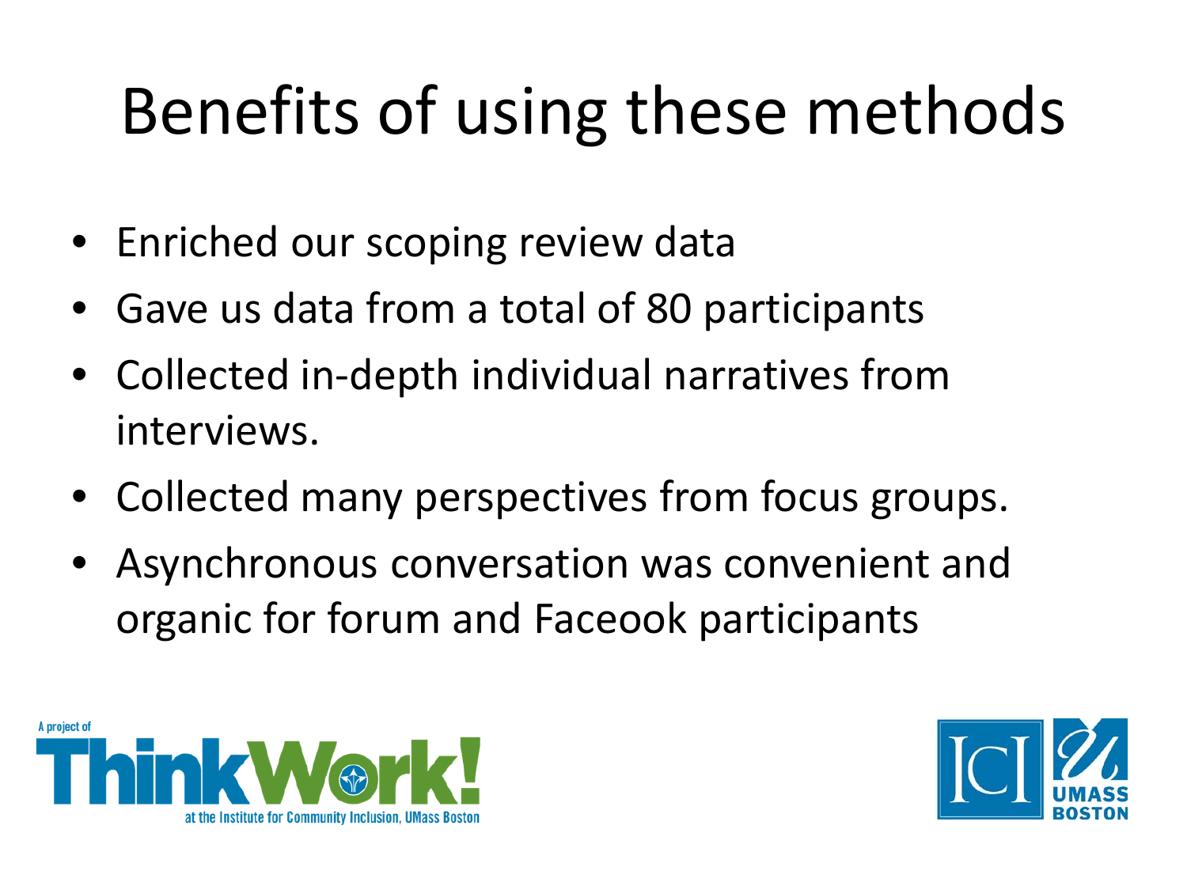# Benefits of using these methods

- Enriched our scoping review data
- Gave us data from a total of 80 participants
- Collected in-depth individual narratives from interviews.
- Collected many perspectives from focus groups.
- Asynchronous conversation was convenient and organic for forum and Faceook participants

A project of ThinkWork! at the Institute for Community Inclusion, UMass Boston

ICI UMASS BOSTON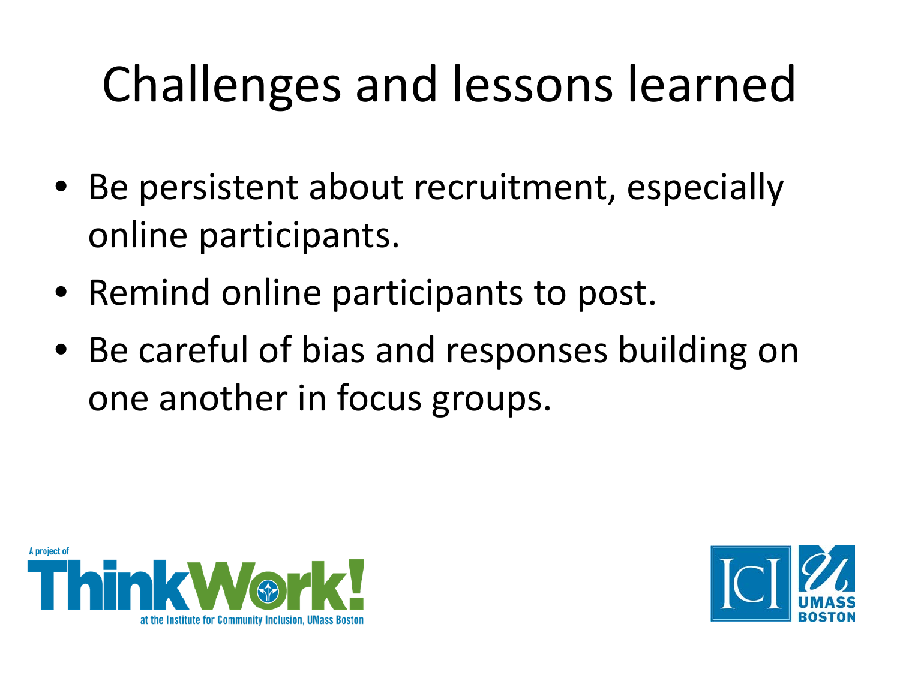# Challenges and lessons learned

- Be persistent about recruitment, especially online participants.
- Remind online participants to post.
- Be careful of bias and responses building on one another in focus groups.

A project of ThinkWork! at the Institute for Community Inclusion, UMass Boston

ICI UMASS BOSTON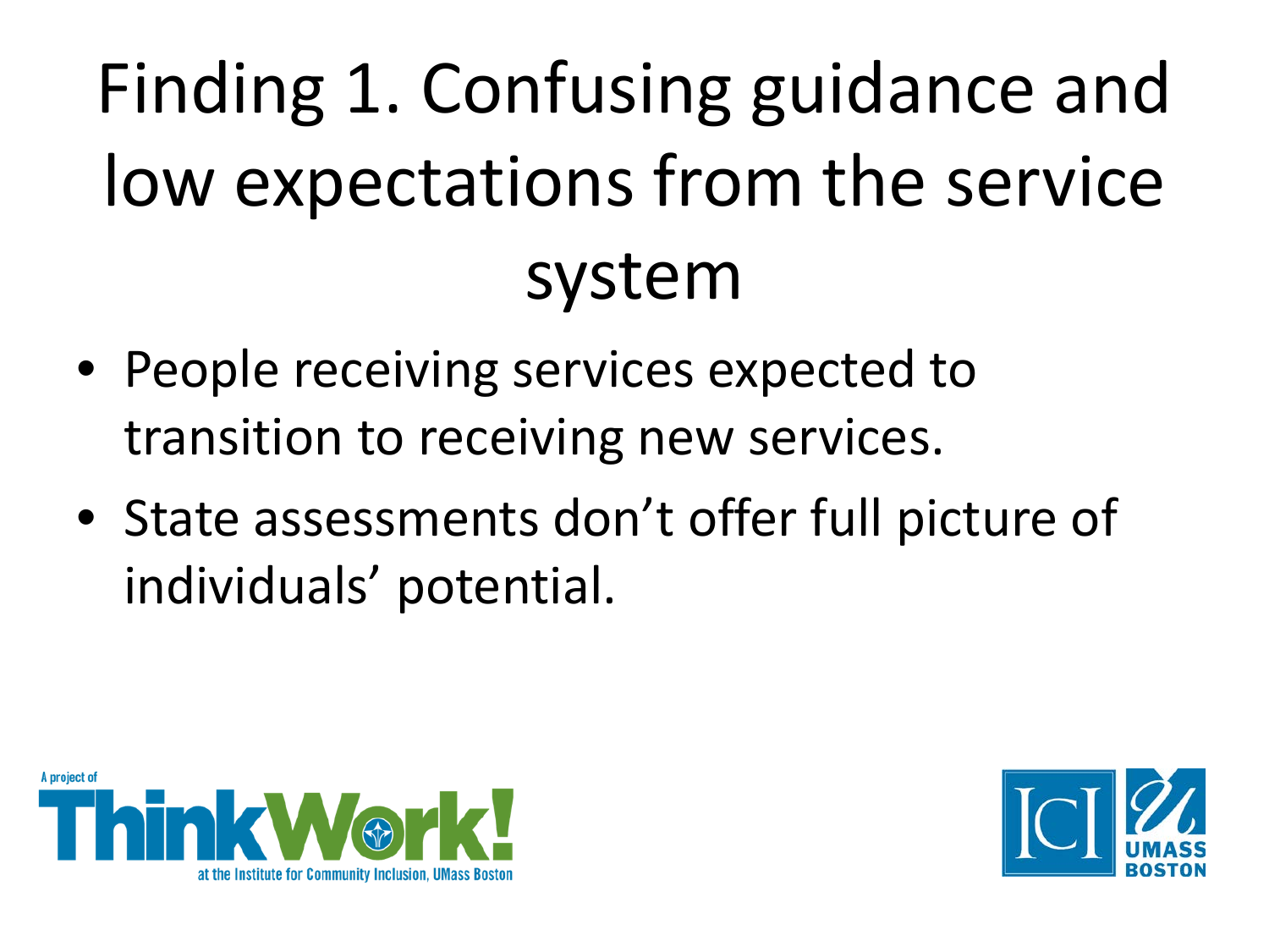# Finding 1. Confusing guidance and low expectations from the service system

- People receiving services expected to transition to receiving new services.
- State assessments don't offer full picture of individuals' potential.

A project of ThinkWork! at the Institute for Community Inclusion, UMass Boston

ICI UMASS BOSTON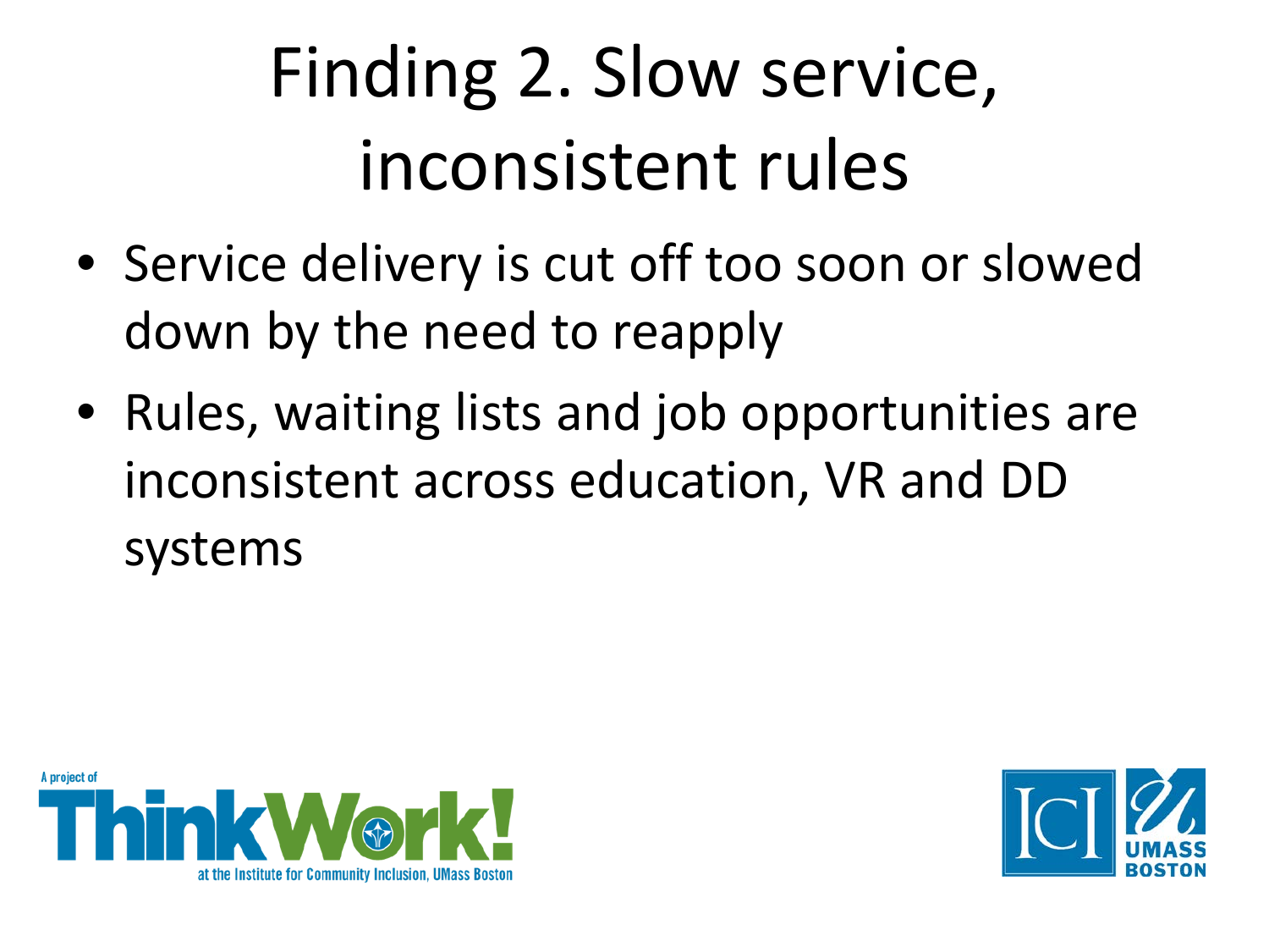# Finding 2. Slow service, inconsistent rules

- Service delivery is cut off too soon or slowed down by the need to reapply
- Rules, waiting lists and job opportunities are inconsistent across education, VR and DD systems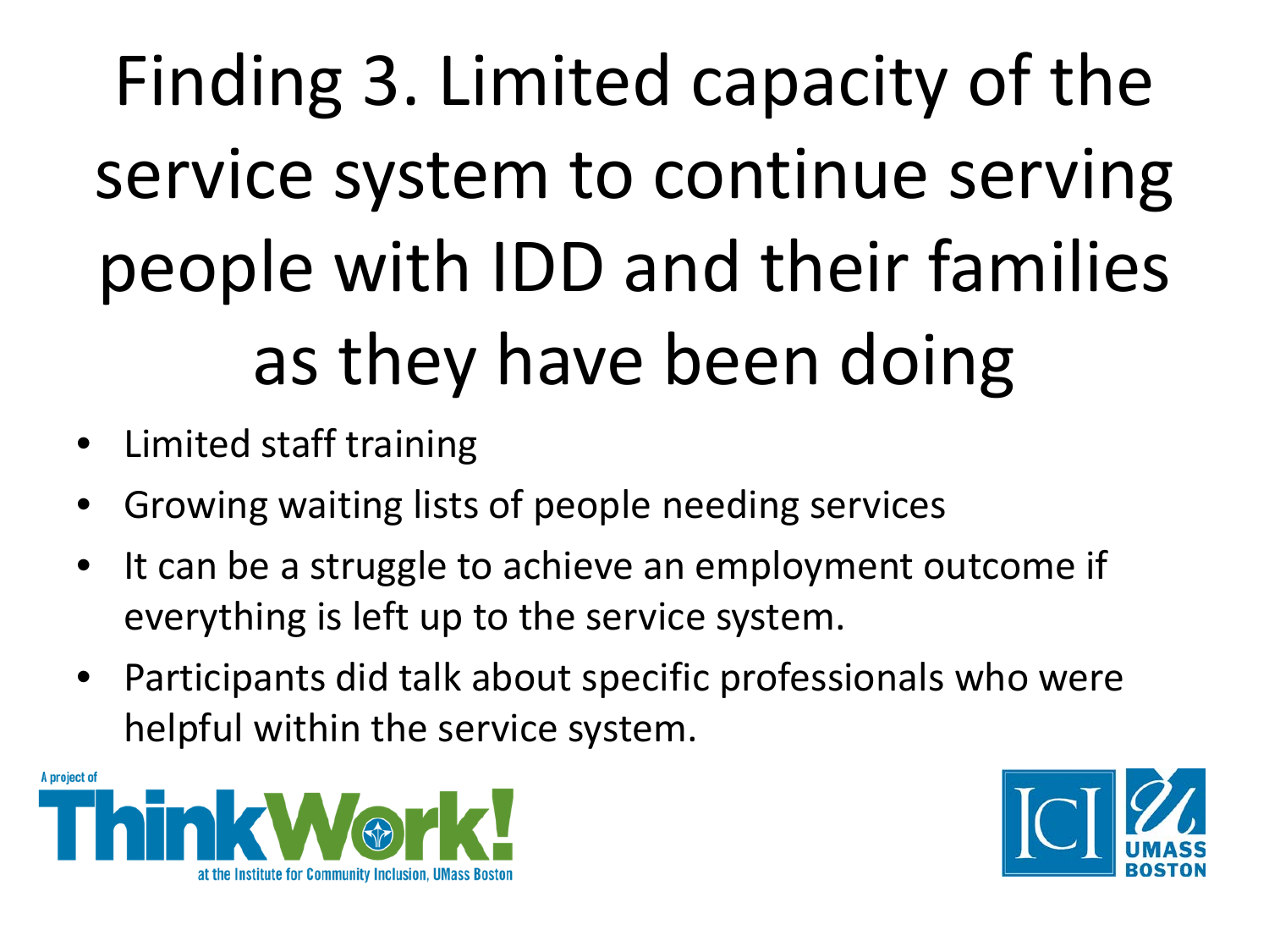# Finding 3. Limited capacity of the service system to continue serving people with IDD and their families as they have been doing

- Limited staff training
- Growing waiting lists of people needing services
- It can be a struggle to achieve an employment outcome if everything is left up to the service system.
- Participants did talk about specific professionals who were helpful within the service system.

A project of ThinkWork! at the Institute for Community Inclusion, UMass Boston

ICI UMASS BOSTON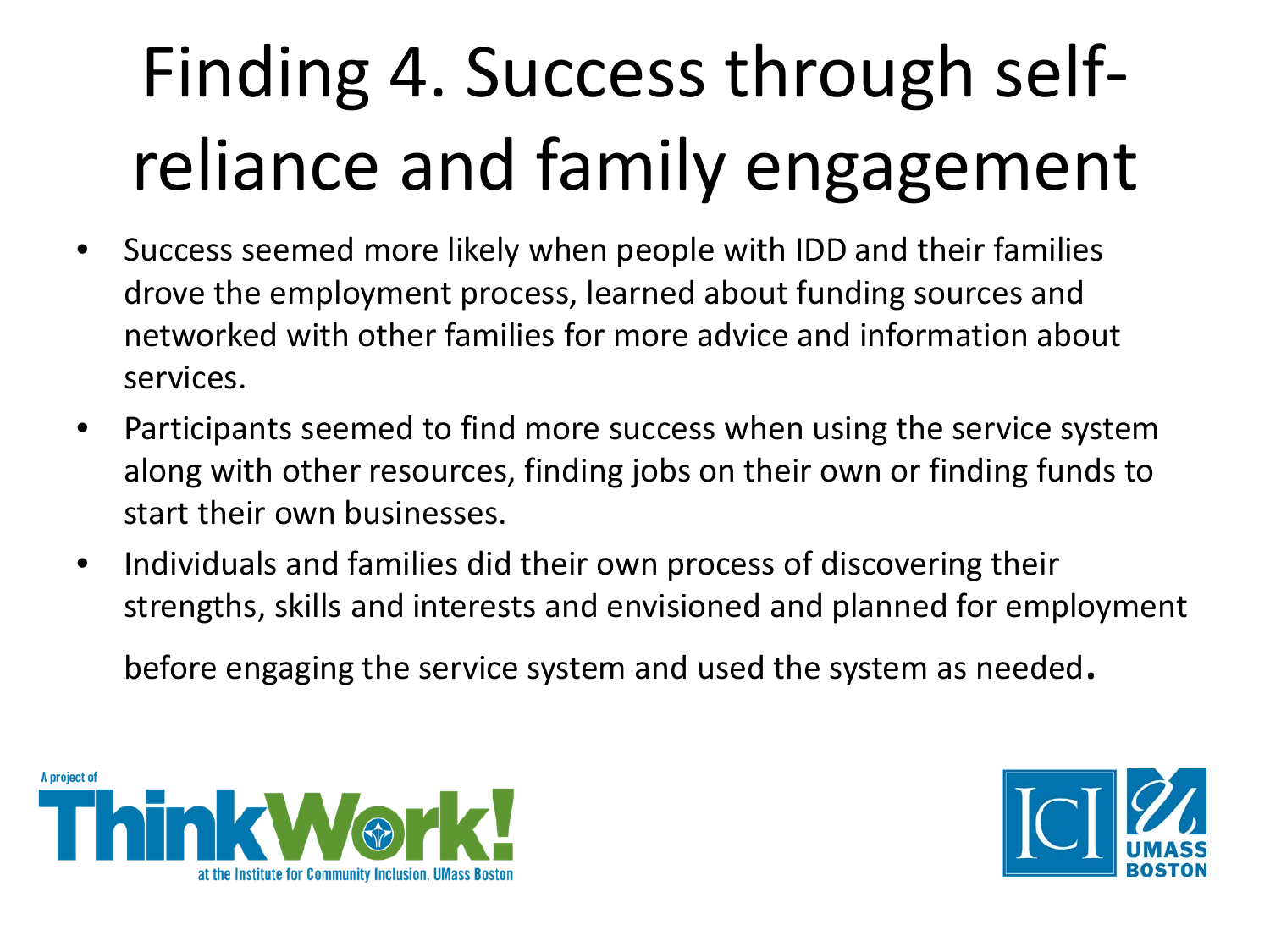# Finding 4. Success through self-reliance and family engagement

- Success seemed more likely when people with IDD and their families drove the employment process, learned about funding sources and networked with other families for more advice and information about services.
- Participants seemed to find more success when using the service system along with other resources, finding jobs on their own or finding funds to start their own businesses.
- Individuals and families did their own process of discovering their strengths, skills and interests and envisioned and planned for employment before engaging the service system and used the system as needed.

A project of ThinkWork! at the Institute for Community Inclusion, UMass Boston

ICI UMASS BOSTON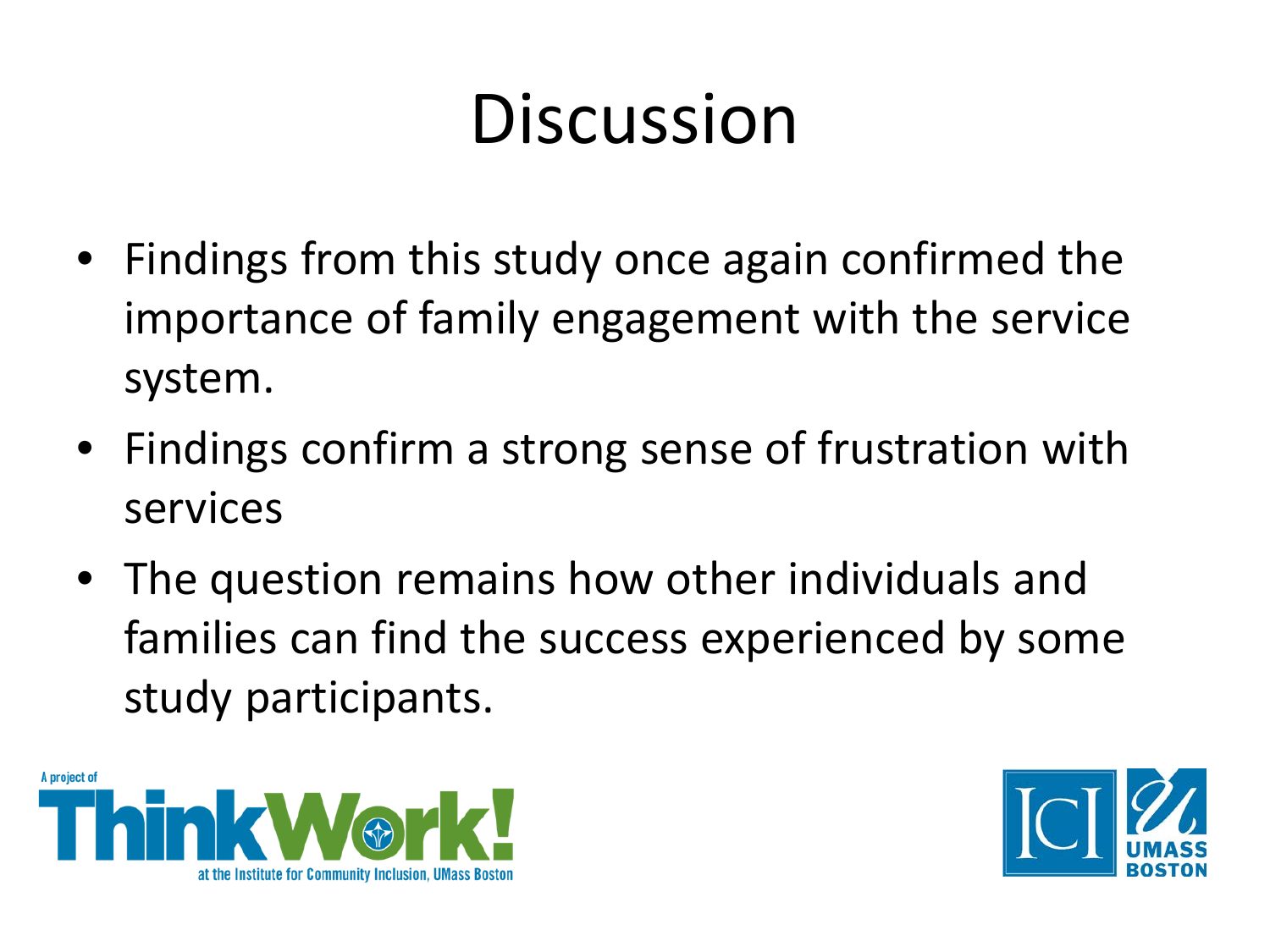# Discussion

- Findings from this study once again confirmed the importance of family engagement with the service system.
- Findings confirm a strong sense of frustration with services
- The question remains how other individuals and families can find the success experienced by some study participants.

A project of ThinkWork! at the Institute for Community Inclusion, UMass Boston

ICI UMASS BOSTON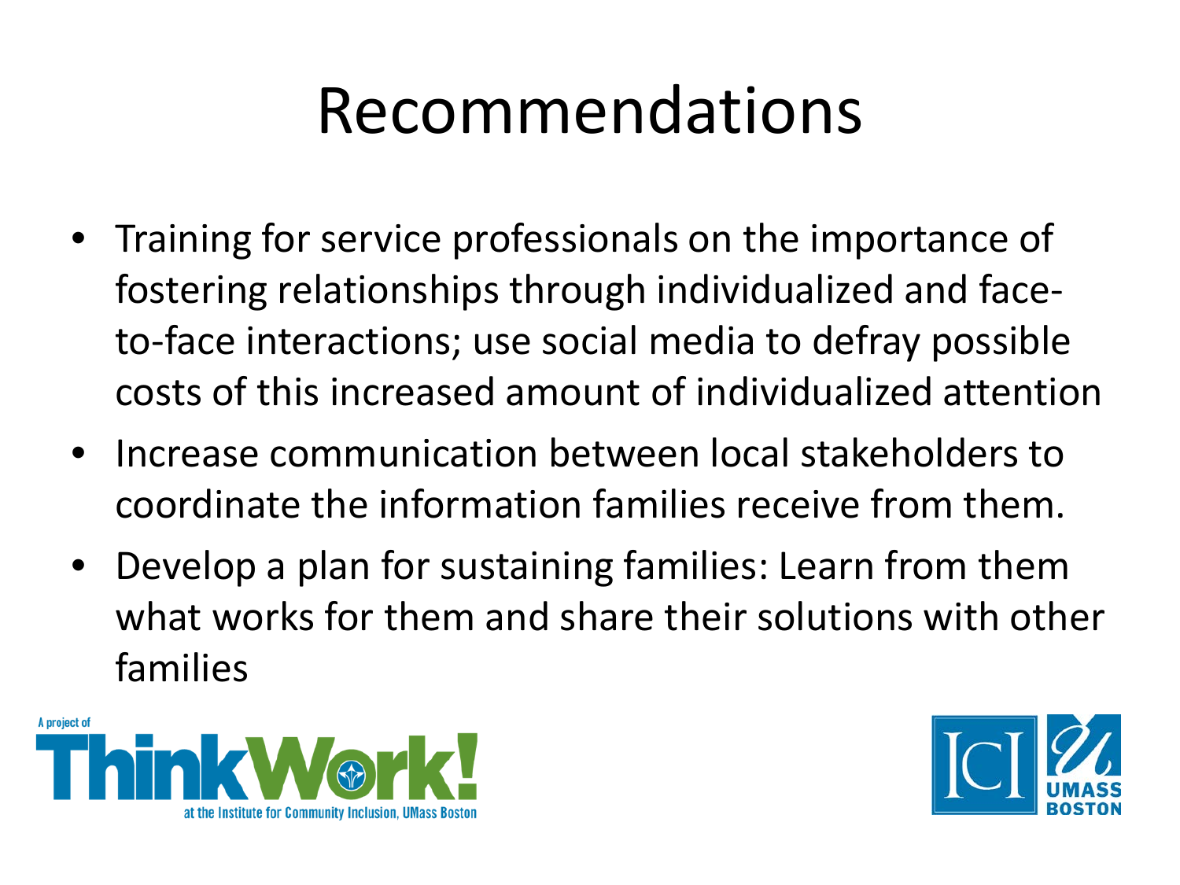# Recommendations

- Training for service professionals on the importance of fostering relationships through individualized and face-to-face interactions; use social media to defray possible costs of this increased amount of individualized attention
- Increase communication between local stakeholders to coordinate the information families receive from them.
- Develop a plan for sustaining families: Learn from them what works for them and share their solutions with other families

A project of ThinkWork! at the Institute for Community Inclusion, UMass Boston

ICI UMASS BOSTON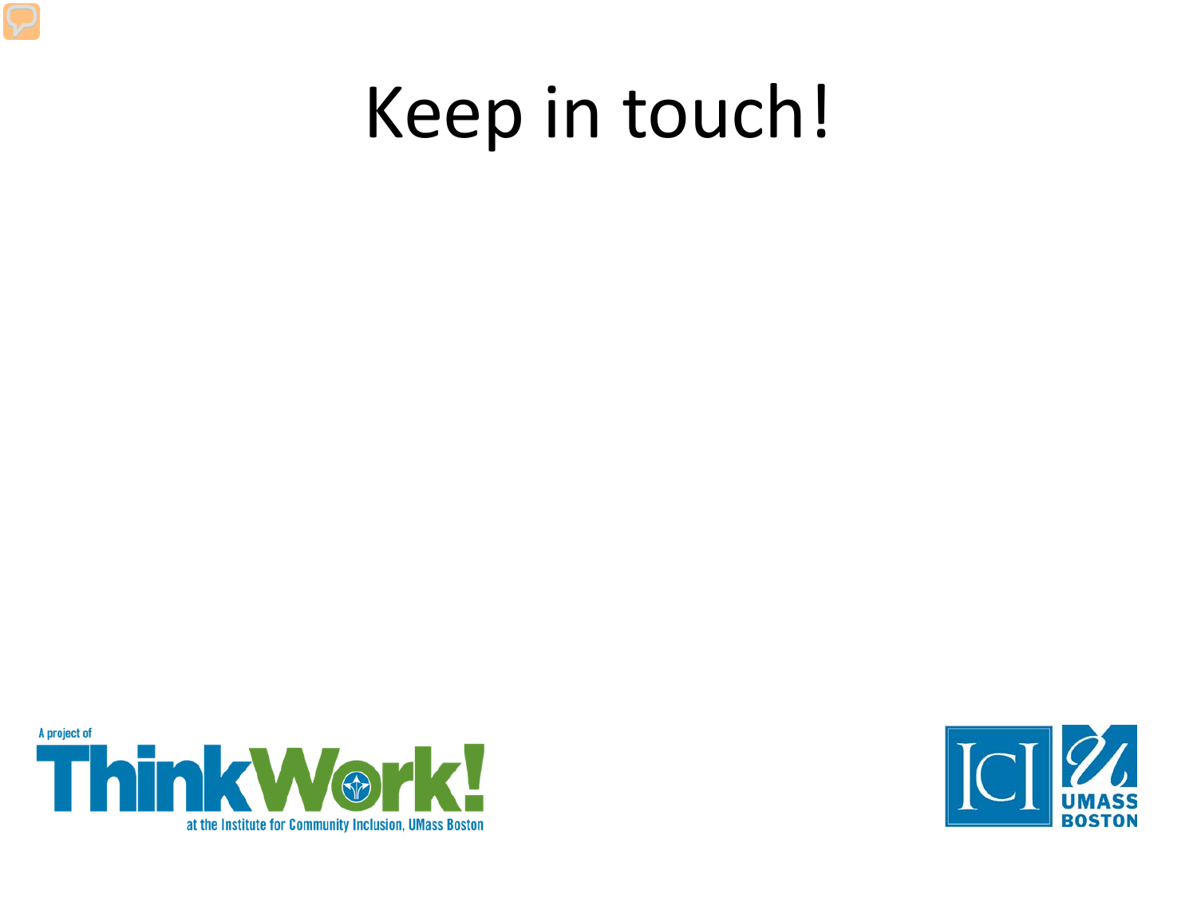# Keep in touch!

A project of ThinkWork! at the Institute for Community Inclusion, UMass Boston

ICI UMASS BOSTON